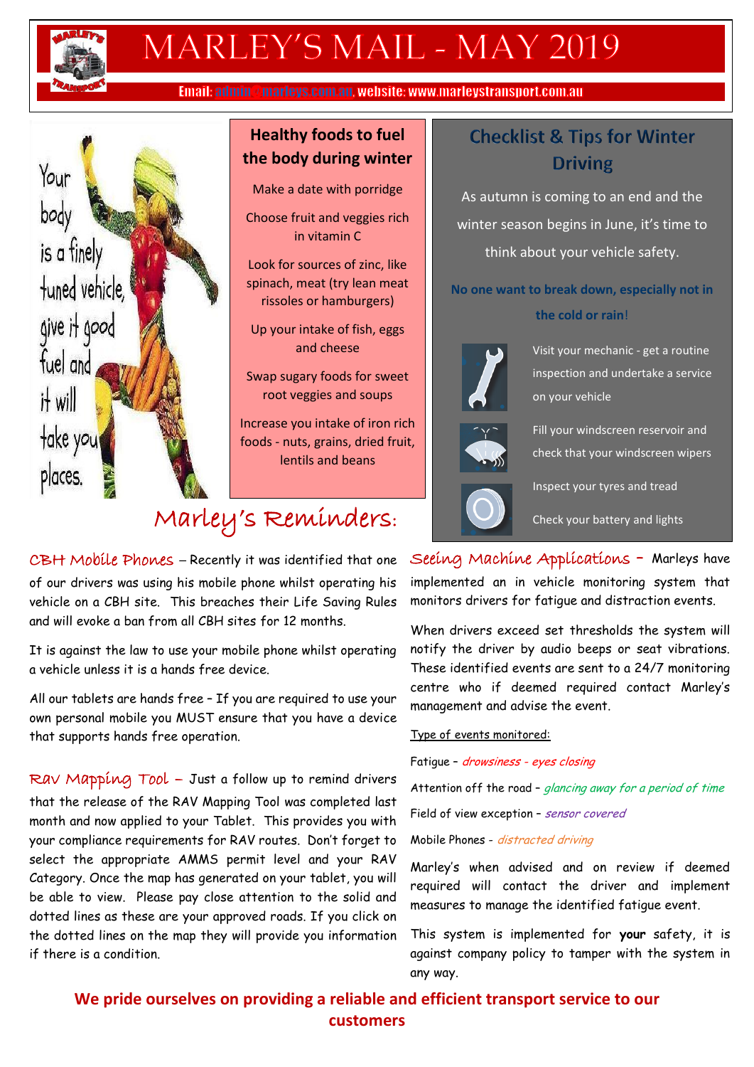# MARLEY'S MAIL - MAY 2019

Email: admin@marleys.com.au, website: www.marleystransport.com.au

Your body is a finely tuned vehicle, give it good fuel and it will take you places.

## Healthy foods to fuel the body during winter

Make a date with porridge

Choose fruit and veggies rich in vitamin C

Look for sources of zinc, like spinach, meat (try lean meat rissoles or hamburgers)

Up your intake of fish, eggs and cheese

Swap sugary foods for sweet root veggies and soups

Increase you intake of iron rich foods - nuts, grains, dried fruit, lentils and beans

## Checklist & Tips for Winter Driving

As autumn is coming to an end and the winter season begins in June, it's time to think about your vehicle safety.

**No one want to break down, especially not in the cold or rain!**

- Visit your mechanic - get a routine inspection and undertake a service on your vehicle
- Fill your windscreen reservoir and check that your windscreen wipers
- Inspect your tyres and tread
- Check your battery and lights

## Marley's Reminders:

**CBH Mobile Phones** – Recently it was identified that one of our drivers was using his mobile phone whilst operating his vehicle on a CBH site. This breaches their Life Saving Rules and will evoke a ban from all CBH sites for 12 months.

It is against the law to use your mobile phone whilst operating a vehicle unless it is a hands free device.

All our tablets are hands free – If you are required to use your own personal mobile you MUST ensure that you have a device that supports hands free operation.

**Rav Mapping Tool** – Just a follow up to remind drivers that the release of the RAV Mapping Tool was completed last month and now applied to your Tablet. This provides you with your compliance requirements for RAV routes. Don't forget to select the appropriate AMMS permit level and your RAV Category. Once the map has generated on your tablet, you will be able to view. Please pay close attention to the solid and dotted lines as these are your approved roads. If you click on the dotted lines on the map they will provide you information if there is a condition.

**Seeing Machine Applications** – Marleys have implemented an in vehicle monitoring system that monitors drivers for fatigue and distraction events.

When drivers exceed set thresholds the system will notify the driver by audio beeps or seat vibrations. These identified events are sent to a 24/7 monitoring centre who if deemed required contact Marley's management and advise the event.

Type of events monitored:

Fatigue – *drowsiness - eyes closing*

Attention off the road – *glancing away for a period of time*

Field of view exception – *sensor covered*

Mobile Phones - *distracted driving*

Marley's when advised and on review if deemed required will contact the driver and implement measures to manage the identified fatigue event.

This system is implemented for **your** safety, it is against company policy to tamper with the system in any way.

**We pride ourselves on providing a reliable and efficient transport service to our customers**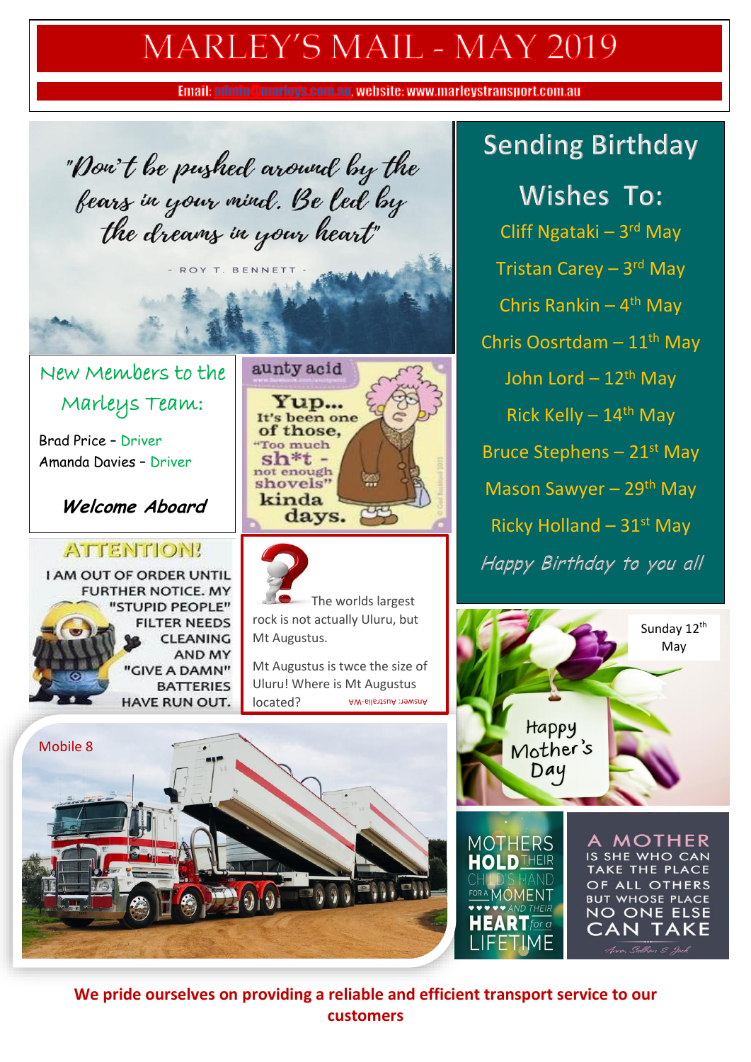# MARLEY'S MAIL - MAY 2019

Email: admin@marleys.com.au, website: www.marleystransport.com.au

"Don't be pushed around by the fears in your mind. Be led by the dreams in your heart"

- ROY T. BENNETT -

## Sending Birthday Wishes To:

Cliff Ngataki – 3rd May

Tristan Carey – 3rd May

Chris Rankin – 4th May

Chris Oosrtdam – 11th May

John Lord – 12th May

Rick Kelly – 14th May

Bruce Stephens – 21st May

Mason Sawyer – 29th May

Ricky Holland – 31st May

*Happy Birthday to you all*

## New Members to the Marleys Team:

Brad Price – Driver

Amanda Davies – Driver

***Welcome Aboard***

aunty acid

Yup... It's been one of those, "Too much sh*t - not enough shovels" kinda days.

ATTENTION!

I AM OUT OF ORDER UNTIL FURTHER NOTICE. MY "STUPID PEOPLE" FILTER NEEDS CLEANING AND MY "GIVE A DAMN" BATTERIES HAVE RUN OUT.

The worlds largest rock is not actually Uluru, but Mt Augustus.

Mt Augustus is twce the size of Uluru! Where is Mt Augustus located?

Answer: Australia-WA

Sunday 12th May

Happy Mother's Day

Mobile 8

MOTHERS HOLD THEIR CHILD'S HAND FOR A MOMENT AND THEIR HEART for a LIFETIME

A MOTHER IS SHE WHO CAN TAKE THE PLACE OF ALL OTHERS BUT WHOSE PLACE NO ONE ELSE CAN TAKE

**We pride ourselves on providing a reliable and efficient transport service to our customers**